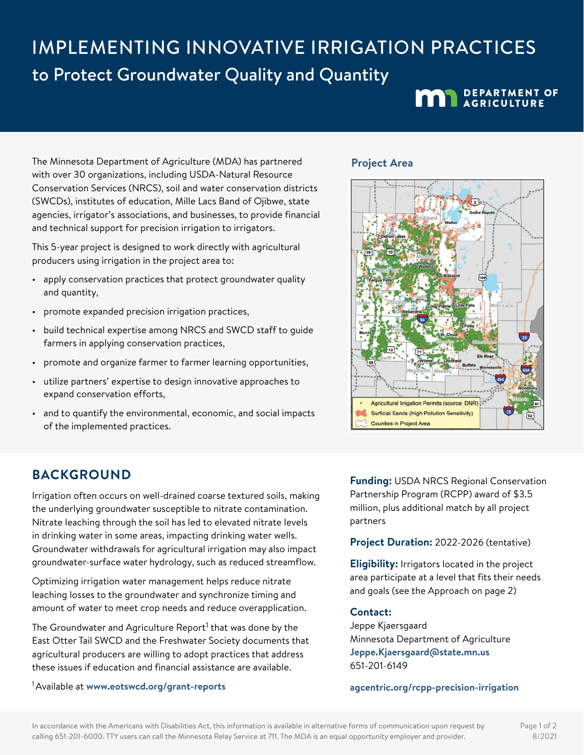# IMPLEMENTING INNOVATIVE IRRIGATION PRACTICES

## to Protect Groundwater Quality and Quantity

The Minnesota Department of Agriculture (MDA) has partnered with over 30 organizations, including USDA-Natural Resource Conservation Services (NRCS), soil and water conservation districts (SWCDs), institutes of education, Mille Lacs Band of Ojibwe, state agencies, irrigator's associations, and businesses, to provide financial and technical support for precision irrigation to irrigators.

This 5-year project is designed to work directly with agricultural producers using irrigation in the project area to:

- apply conservation practices that protect groundwater quality and quantity,
- promote expanded precision irrigation practices,
- build technical expertise among NRCS and SWCD staff to guide farmers in applying conservation practices,
- promote and organize farmer to farmer learning opportunities,
- utilize partners' expertise to design innovative approaches to expand conservation efforts,
- and to quantify the environmental, economic, and social impacts of the implemented practices.

**Project Area**

Agricultural Irrigation Permits (source: DNR)
Surficial Sands (High Pollution Sensitivity)
Counties in Project Area

## BACKGROUND

Irrigation often occurs on well-drained coarse textured soils, making the underlying groundwater susceptible to nitrate contamination. Nitrate leaching through the soil has led to elevated nitrate levels in drinking water in some areas, impacting drinking water wells. Groundwater withdrawals for agricultural irrigation may also impact groundwater-surface water hydrology, such as reduced streamflow.

Optimizing irrigation water management helps reduce nitrate leaching losses to the groundwater and synchronize timing and amount of water to meet crop needs and reduce overapplication.

The Groundwater and Agriculture Report[1] that was done by the East Otter Tail SWCD and the Freshwater Society documents that agricultural producers are willing to adopt practices that address these issues if education and financial assistance are available.

[1] Available at **www.eotswcd.org/grant-reports**

**Funding:** USDA NRCS Regional Conservation Partnership Program (RCPP) award of $3.5 million, plus additional match by all project partners

**Project Duration:** 2022-2026 (tentative)

**Eligibility:** Irrigators located in the project area participate at a level that fits their needs and goals (see the Approach on page 2)

**Contact:**
Jeppe Kjaersgaard
Minnesota Department of Agriculture
**Jeppe.Kjaersgaard@state.mn.us**
651-201-6149

**agcentric.org/rcpp-precision-irrigation**

In accordance with the Americans with Disabilities Act, this information is available in alternative forms of communication upon request by calling 651-201-6000. TTY users can call the Minnesota Relay Service at 711. The MDA is an equal opportunity employer and provider.

8/2021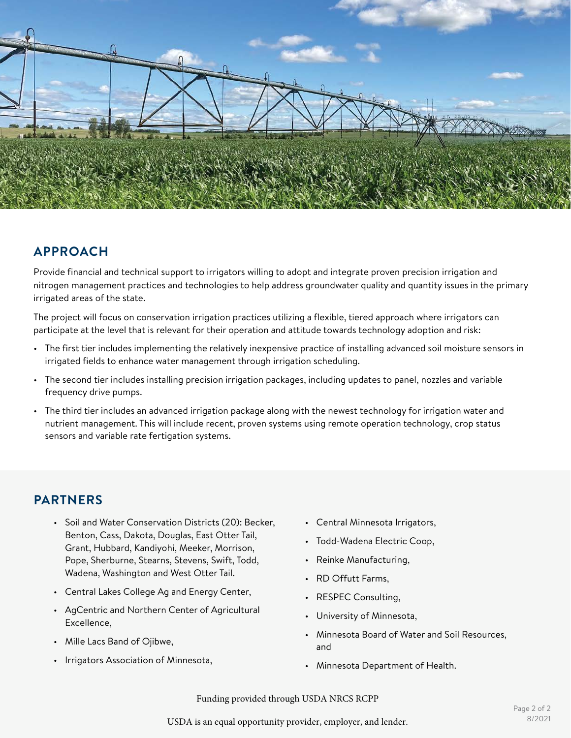## APPROACH

Provide financial and technical support to irrigators willing to adopt and integrate proven precision irrigation and nitrogen management practices and technologies to help address groundwater quality and quantity issues in the primary irrigated areas of the state.

The project will focus on conservation irrigation practices utilizing a flexible, tiered approach where irrigators can participate at the level that is relevant for their operation and attitude towards technology adoption and risk:

- The first tier includes implementing the relatively inexpensive practice of installing advanced soil moisture sensors in irrigated fields to enhance water management through irrigation scheduling.
- The second tier includes installing precision irrigation packages, including updates to panel, nozzles and variable frequency drive pumps.
- The third tier includes an advanced irrigation package along with the newest technology for irrigation water and nutrient management. This will include recent, proven systems using remote operation technology, crop status sensors and variable rate fertigation systems.

## PARTNERS

- Soil and Water Conservation Districts (20): Becker, Benton, Cass, Dakota, Douglas, East Otter Tail, Grant, Hubbard, Kandiyohi, Meeker, Morrison, Pope, Sherburne, Stearns, Stevens, Swift, Todd, Wadena, Washington and West Otter Tail.
- Central Lakes College Ag and Energy Center,
- AgCentric and Northern Center of Agricultural Excellence,
- Mille Lacs Band of Ojibwe,
- Irrigators Association of Minnesota,
- Central Minnesota Irrigators,
- Todd-Wadena Electric Coop,
- Reinke Manufacturing,
- RD Offutt Farms,
- RESPEC Consulting,
- University of Minnesota,
- Minnesota Board of Water and Soil Resources, and
- Minnesota Department of Health.

Funding provided through USDA NRCS RCPP

USDA is an equal opportunity provider, employer, and lender.

8/2021